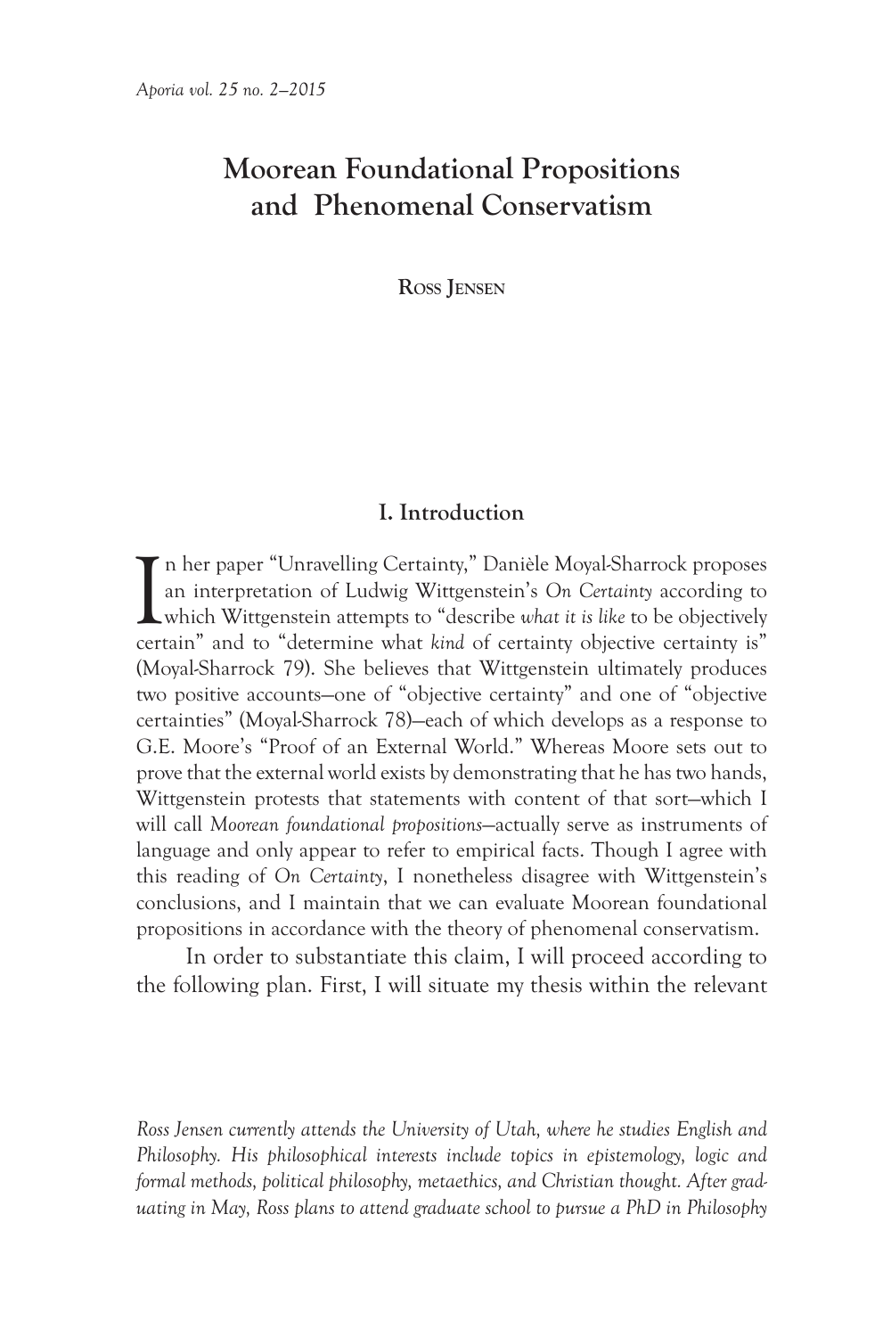# Moorean Foundational Propositions and Phenomenal Conservatism

**Ross Jensen**

## I. Introduction

In her paper "Unravelling Certainty," Danièle Moyal-Sharrock proposes an interpretation of Ludwig Wittgenstein's *On Certainty* according to which Wittgenstein attempts to "describe *what it is like* to be objectively certain" and to "determine what *kind* of certainty objective certainty is" (Moyal-Sharrock 79). She believes that Wittgenstein ultimately produces two positive accounts—one of "objective certainty" and one of "objective certainties" (Moyal-Sharrock 78)—each of which develops as a response to G.E. Moore's "Proof of an External World." Whereas Moore sets out to prove that the external world exists by demonstrating that he has two hands, Wittgenstein protests that statements with content of that sort—which I will call *Moorean foundational propositions*—actually serve as instruments of language and only appear to refer to empirical facts. Though I agree with this reading of *On Certainty*, I nonetheless disagree with Wittgenstein's conclusions, and I maintain that we can evaluate Moorean foundational propositions in accordance with the theory of phenomenal conservatism.

In order to substantiate this claim, I will proceed according to the following plan. First, I will situate my thesis within the relevant

*Ross Jensen currently attends the University of Utah, where he studies English and Philosophy. His philosophical interests include topics in epistemology, logic and formal methods, political philosophy, metaethics, and Christian thought. After graduating in May, Ross plans to attend graduate school to pursue a PhD in Philosophy*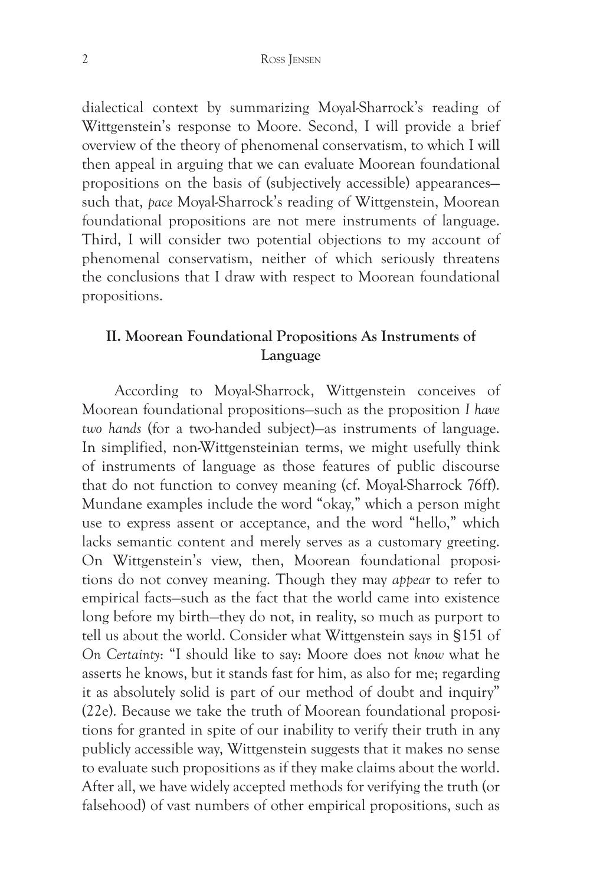dialectical context by summarizing Moyal-Sharrock's reading of Wittgenstein's response to Moore. Second, I will provide a brief overview of the theory of phenomenal conservatism, to which I will then appeal in arguing that we can evaluate Moorean foundational propositions on the basis of (subjectively accessible) appearances—such that, *pace* Moyal-Sharrock's reading of Wittgenstein, Moorean foundational propositions are not mere instruments of language. Third, I will consider two potential objections to my account of phenomenal conservatism, neither of which seriously threatens the conclusions that I draw with respect to Moorean foundational propositions.

## II. Moorean Foundational Propositions As Instruments of Language

According to Moyal-Sharrock, Wittgenstein conceives of Moorean foundational propositions—such as the proposition *I have two hands* (for a two-handed subject)—as instruments of language. In simplified, non-Wittgensteinian terms, we might usefully think of instruments of language as those features of public discourse that do not function to convey meaning (cf. Moyal-Sharrock 76ff). Mundane examples include the word "okay," which a person might use to express assent or acceptance, and the word "hello," which lacks semantic content and merely serves as a customary greeting. On Wittgenstein's view, then, Moorean foundational propositions do not convey meaning. Though they may *appear* to refer to empirical facts—such as the fact that the world came into existence long before my birth—they do not, in reality, so much as purport to tell us about the world. Consider what Wittgenstein says in §151 of *On Certainty*: "I should like to say: Moore does not *know* what he asserts he knows, but it stands fast for him, as also for me; regarding it as absolutely solid is part of our method of doubt and inquiry" (22e). Because we take the truth of Moorean foundational propositions for granted in spite of our inability to verify their truth in any publicly accessible way, Wittgenstein suggests that it makes no sense to evaluate such propositions as if they make claims about the world. After all, we have widely accepted methods for verifying the truth (or falsehood) of vast numbers of other empirical propositions, such as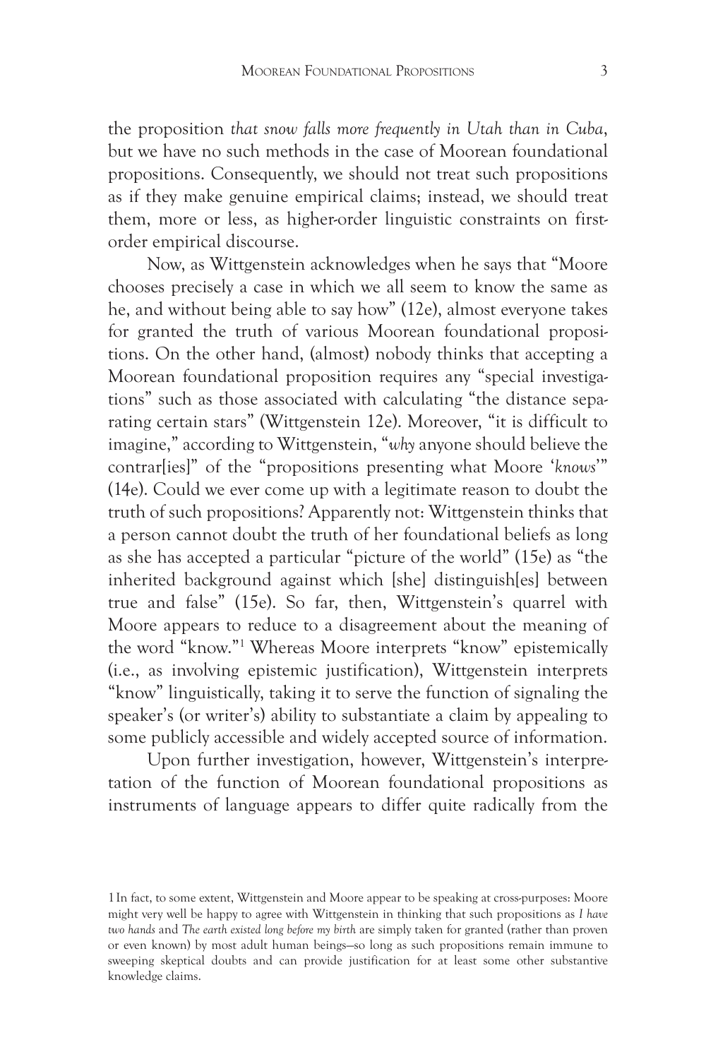the proposition *that snow falls more frequently in Utah than in Cuba*, but we have no such methods in the case of Moorean foundational propositions. Consequently, we should not treat such propositions as if they make genuine empirical claims; instead, we should treat them, more or less, as higher-order linguistic constraints on first-order empirical discourse.

Now, as Wittgenstein acknowledges when he says that "Moore chooses precisely a case in which we all seem to know the same as he, and without being able to say how" (12e), almost everyone takes for granted the truth of various Moorean foundational propositions. On the other hand, (almost) nobody thinks that accepting a Moorean foundational proposition requires any "special investigations" such as those associated with calculating "the distance separating certain stars" (Wittgenstein 12e). Moreover, "it is difficult to imagine," according to Wittgenstein, "*why* anyone should believe the contrar[ies]" of the "propositions presenting what Moore '*knows*'" (14e). Could we ever come up with a legitimate reason to doubt the truth of such propositions? Apparently not: Wittgenstein thinks that a person cannot doubt the truth of her foundational beliefs as long as she has accepted a particular "picture of the world" (15e) as "the inherited background against which [she] distinguish[es] between true and false" (15e). So far, then, Wittgenstein's quarrel with Moore appears to reduce to a disagreement about the meaning of the word "know."[1] Whereas Moore interprets "know" epistemically (i.e., as involving epistemic justification), Wittgenstein interprets "know" linguistically, taking it to serve the function of signaling the speaker's (or writer's) ability to substantiate a claim by appealing to some publicly accessible and widely accepted source of information.

Upon further investigation, however, Wittgenstein's interpretation of the function of Moorean foundational propositions as instruments of language appears to differ quite radically from the

[1] In fact, to some extent, Wittgenstein and Moore appear to be speaking at cross-purposes: Moore might very well be happy to agree with Wittgenstein in thinking that such propositions as *I have two hands* and *The earth existed long before my birth* are simply taken for granted (rather than proven or even known) by most adult human beings—so long as such propositions remain immune to sweeping skeptical doubts and can provide justification for at least some other substantive knowledge claims.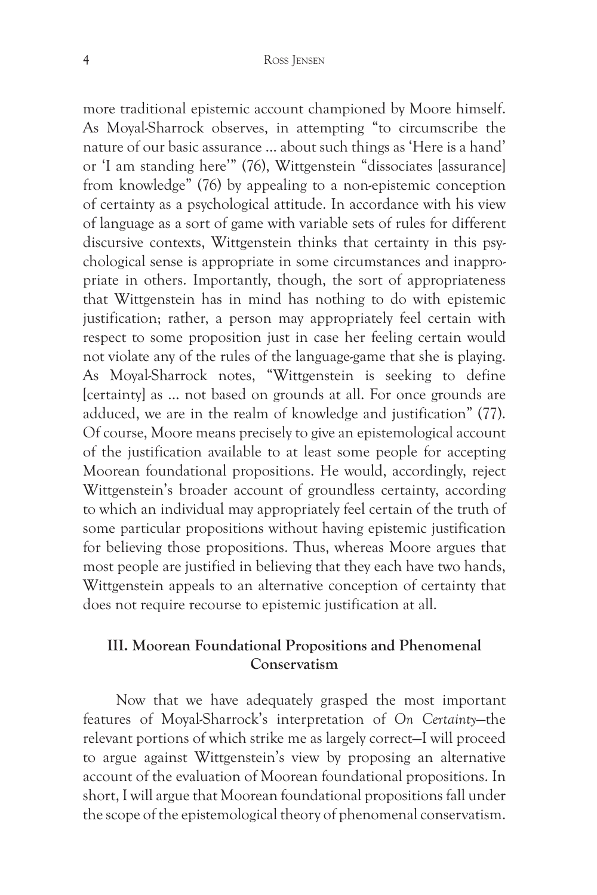more traditional epistemic account championed by Moore himself. As Moyal-Sharrock observes, in attempting "to circumscribe the nature of our basic assurance … about such things as 'Here is a hand' or 'I am standing here'" (76), Wittgenstein "dissociates [assurance] from knowledge" (76) by appealing to a non-epistemic conception of certainty as a psychological attitude. In accordance with his view of language as a sort of game with variable sets of rules for different discursive contexts, Wittgenstein thinks that certainty in this psychological sense is appropriate in some circumstances and inappropriate in others. Importantly, though, the sort of appropriateness that Wittgenstein has in mind has nothing to do with epistemic justification; rather, a person may appropriately feel certain with respect to some proposition just in case her feeling certain would not violate any of the rules of the language-game that she is playing. As Moyal-Sharrock notes, "Wittgenstein is seeking to define [certainty] as … not based on grounds at all. For once grounds are adduced, we are in the realm of knowledge and justification" (77). Of course, Moore means precisely to give an epistemological account of the justification available to at least some people for accepting Moorean foundational propositions. He would, accordingly, reject Wittgenstein's broader account of groundless certainty, according to which an individual may appropriately feel certain of the truth of some particular propositions without having epistemic justification for believing those propositions. Thus, whereas Moore argues that most people are justified in believing that they each have two hands, Wittgenstein appeals to an alternative conception of certainty that does not require recourse to epistemic justification at all.

## III. Moorean Foundational Propositions and Phenomenal Conservatism

Now that we have adequately grasped the most important features of Moyal-Sharrock's interpretation of *On Certainty*—the relevant portions of which strike me as largely correct—I will proceed to argue against Wittgenstein's view by proposing an alternative account of the evaluation of Moorean foundational propositions. In short, I will argue that Moorean foundational propositions fall under the scope of the epistemological theory of phenomenal conservatism.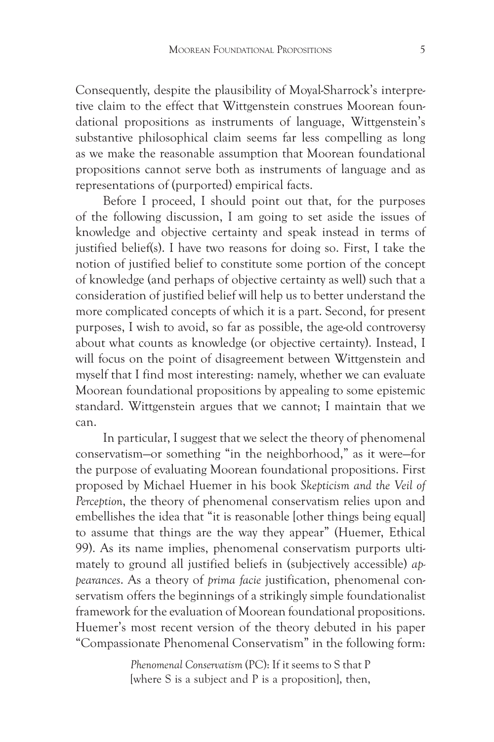Consequently, despite the plausibility of Moyal-Sharrock's interpretive claim to the effect that Wittgenstein construes Moorean foundational propositions as instruments of language, Wittgenstein's substantive philosophical claim seems far less compelling as long as we make the reasonable assumption that Moorean foundational propositions cannot serve both as instruments of language and as representations of (purported) empirical facts.

Before I proceed, I should point out that, for the purposes of the following discussion, I am going to set aside the issues of knowledge and objective certainty and speak instead in terms of justified belief(s). I have two reasons for doing so. First, I take the notion of justified belief to constitute some portion of the concept of knowledge (and perhaps of objective certainty as well) such that a consideration of justified belief will help us to better understand the more complicated concepts of which it is a part. Second, for present purposes, I wish to avoid, so far as possible, the age-old controversy about what counts as knowledge (or objective certainty). Instead, I will focus on the point of disagreement between Wittgenstein and myself that I find most interesting: namely, whether we can evaluate Moorean foundational propositions by appealing to some epistemic standard. Wittgenstein argues that we cannot; I maintain that we can.

In particular, I suggest that we select the theory of phenomenal conservatism—or something "in the neighborhood," as it were—for the purpose of evaluating Moorean foundational propositions. First proposed by Michael Huemer in his book *Skepticism and the Veil of Perception*, the theory of phenomenal conservatism relies upon and embellishes the idea that "it is reasonable [other things being equal] to assume that things are the way they appear" (Huemer, Ethical 99). As its name implies, phenomenal conservatism purports ultimately to ground all justified beliefs in (subjectively accessible) *appearances*. As a theory of *prima facie* justification, phenomenal conservatism offers the beginnings of a strikingly simple foundationalist framework for the evaluation of Moorean foundational propositions. Huemer's most recent version of the theory debuted in his paper "Compassionate Phenomenal Conservatism" in the following form:

> *Phenomenal Conservatism* (PC): If it seems to S that P [where S is a subject and P is a proposition], then,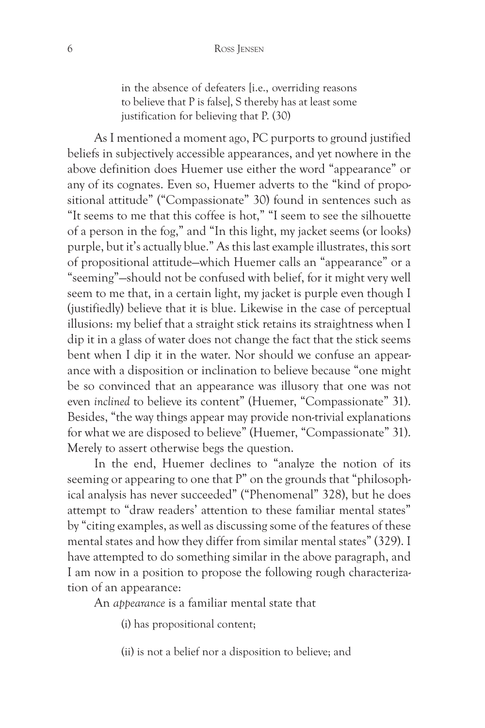> in the absence of defeaters [i.e., overriding reasons to believe that P is false], S thereby has at least some justification for believing that P. (30)

As I mentioned a moment ago, PC purports to ground justified beliefs in subjectively accessible appearances, and yet nowhere in the above definition does Huemer use either the word "appearance" or any of its cognates. Even so, Huemer adverts to the "kind of propositional attitude" ("Compassionate" 30) found in sentences such as "It seems to me that this coffee is hot," "I seem to see the silhouette of a person in the fog," and "In this light, my jacket seems (or looks) purple, but it's actually blue." As this last example illustrates, this sort of propositional attitude—which Huemer calls an "appearance" or a "seeming"—should not be confused with belief, for it might very well seem to me that, in a certain light, my jacket is purple even though I (justifiedly) believe that it is blue. Likewise in the case of perceptual illusions: my belief that a straight stick retains its straightness when I dip it in a glass of water does not change the fact that the stick seems bent when I dip it in the water. Nor should we confuse an appearance with a disposition or inclination to believe because "one might be so convinced that an appearance was illusory that one was not even *inclined* to believe its content" (Huemer, "Compassionate" 31). Besides, "the way things appear may provide non-trivial explanations for what we are disposed to believe" (Huemer, "Compassionate" 31). Merely to assert otherwise begs the question.

In the end, Huemer declines to "analyze the notion of its seeming or appearing to one that P" on the grounds that "philosophical analysis has never succeeded" ("Phenomenal" 328), but he does attempt to "draw readers' attention to these familiar mental states" by "citing examples, as well as discussing some of the features of these mental states and how they differ from similar mental states" (329). I have attempted to do something similar in the above paragraph, and I am now in a position to propose the following rough characterization of an appearance:

An *appearance* is a familiar mental state that

> (i) has propositional content;
>
> (ii) is not a belief nor a disposition to believe; and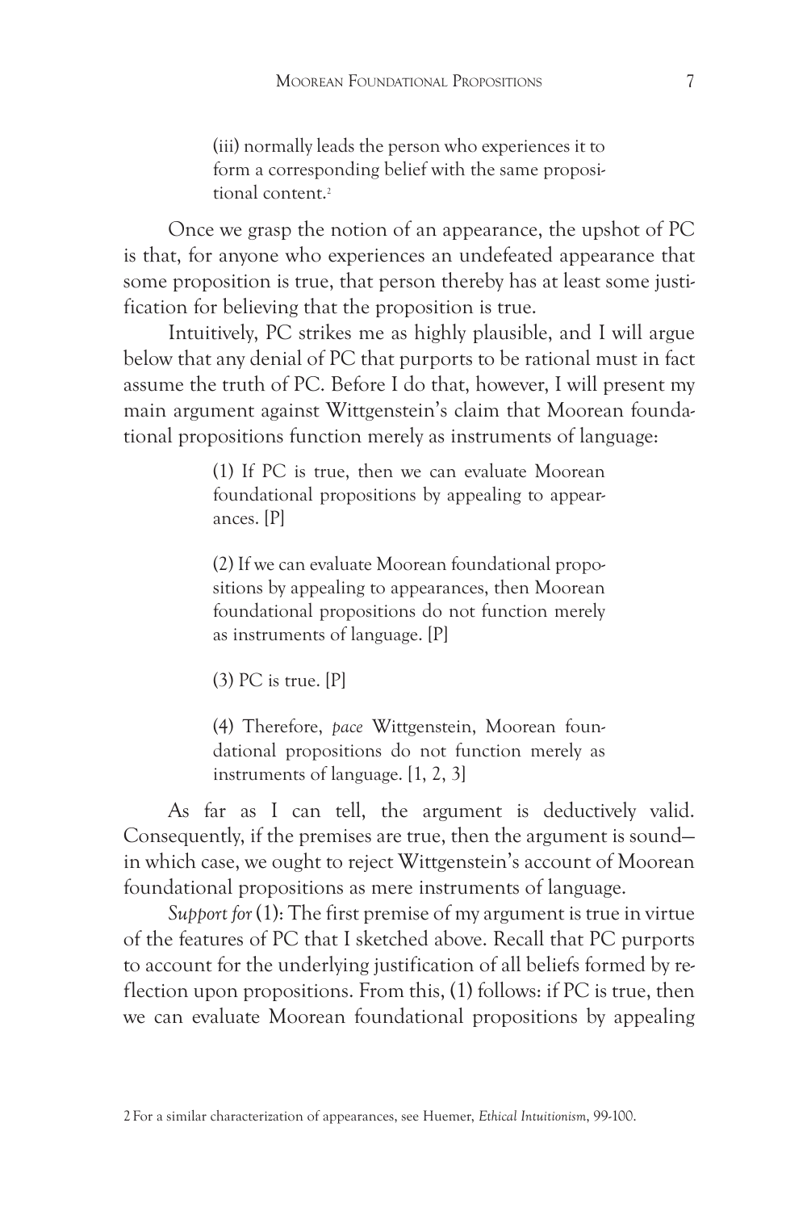> (iii) normally leads the person who experiences it to form a corresponding belief with the same propositional content.[2]

Once we grasp the notion of an appearance, the upshot of PC is that, for anyone who experiences an undefeated appearance that some proposition is true, that person thereby has at least some justification for believing that the proposition is true.

Intuitively, PC strikes me as highly plausible, and I will argue below that any denial of PC that purports to be rational must in fact assume the truth of PC. Before I do that, however, I will present my main argument against Wittgenstein's claim that Moorean foundational propositions function merely as instruments of language:

> (1) If PC is true, then we can evaluate Moorean foundational propositions by appealing to appearances. [P]
>
> (2) If we can evaluate Moorean foundational propositions by appealing to appearances, then Moorean foundational propositions do not function merely as instruments of language. [P]
>
> (3) PC is true. [P]
>
> (4) Therefore, *pace* Wittgenstein, Moorean foundational propositions do not function merely as instruments of language. [1, 2, 3]

As far as I can tell, the argument is deductively valid. Consequently, if the premises are true, then the argument is sound—in which case, we ought to reject Wittgenstein's account of Moorean foundational propositions as mere instruments of language.

*Support for* (1): The first premise of my argument is true in virtue of the features of PC that I sketched above. Recall that PC purports to account for the underlying justification of all beliefs formed by reflection upon propositions. From this, (1) follows: if PC is true, then we can evaluate Moorean foundational propositions by appealing

2 For a similar characterization of appearances, see Huemer, *Ethical Intuitionism*, 99-100.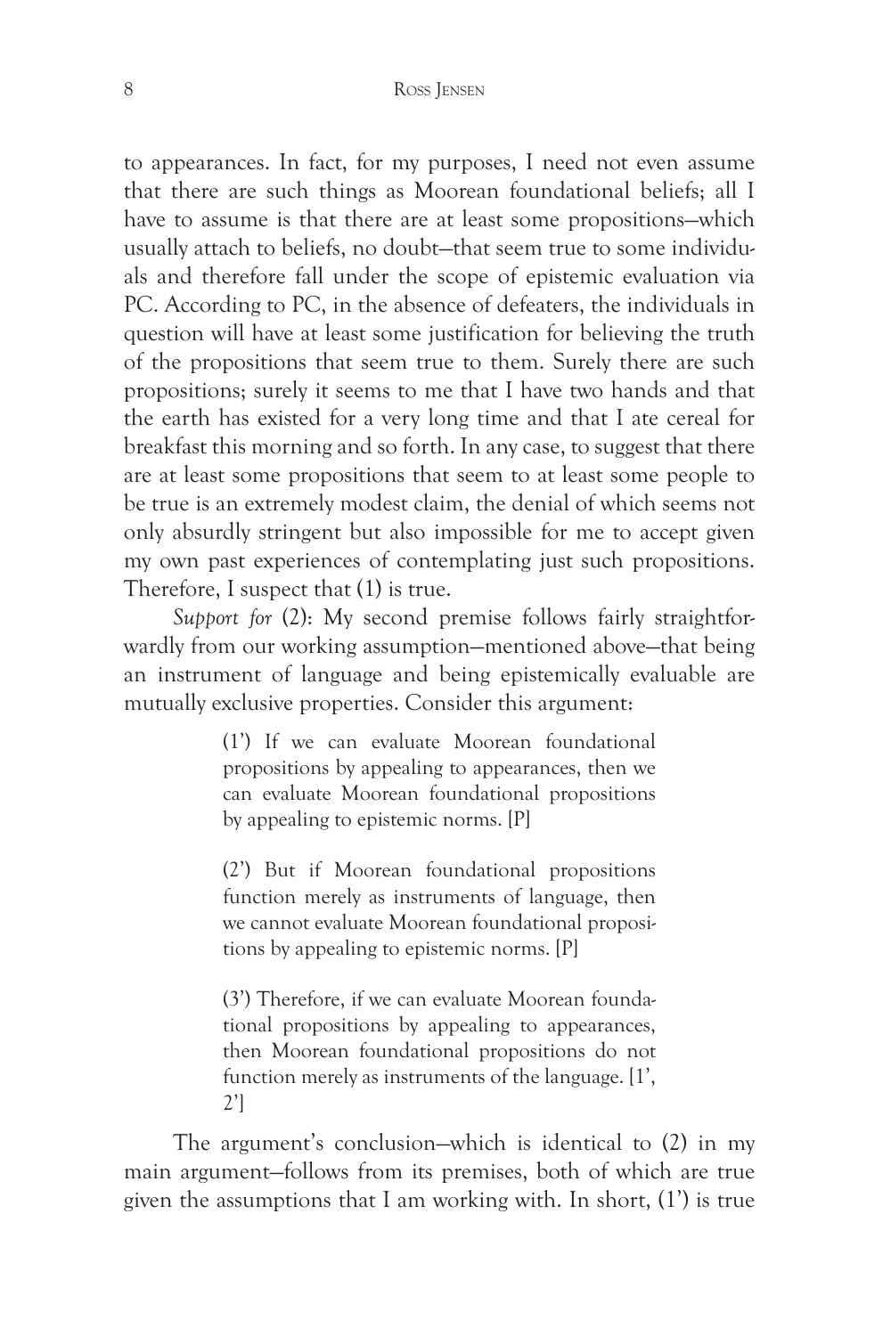to appearances. In fact, for my purposes, I need not even assume that there are such things as Moorean foundational beliefs; all I have to assume is that there are at least some propositions—which usually attach to beliefs, no doubt—that seem true to some individuals and therefore fall under the scope of epistemic evaluation via PC. According to PC, in the absence of defeaters, the individuals in question will have at least some justification for believing the truth of the propositions that seem true to them. Surely there are such propositions; surely it seems to me that I have two hands and that the earth has existed for a very long time and that I ate cereal for breakfast this morning and so forth. In any case, to suggest that there are at least some propositions that seem to at least some people to be true is an extremely modest claim, the denial of which seems not only absurdly stringent but also impossible for me to accept given my own past experiences of contemplating just such propositions. Therefore, I suspect that (1) is true.

*Support for* (2): My second premise follows fairly straightforwardly from our working assumption—mentioned above—that being an instrument of language and being epistemically evaluable are mutually exclusive properties. Consider this argument:

> (1') If we can evaluate Moorean foundational propositions by appealing to appearances, then we can evaluate Moorean foundational propositions by appealing to epistemic norms. [P]
>
> (2') But if Moorean foundational propositions function merely as instruments of language, then we cannot evaluate Moorean foundational propositions by appealing to epistemic norms. [P]
>
> (3') Therefore, if we can evaluate Moorean foundational propositions by appealing to appearances, then Moorean foundational propositions do not function merely as instruments of the language. [1', 2']

The argument's conclusion—which is identical to (2) in my main argument—follows from its premises, both of which are true given the assumptions that I am working with. In short, (1') is true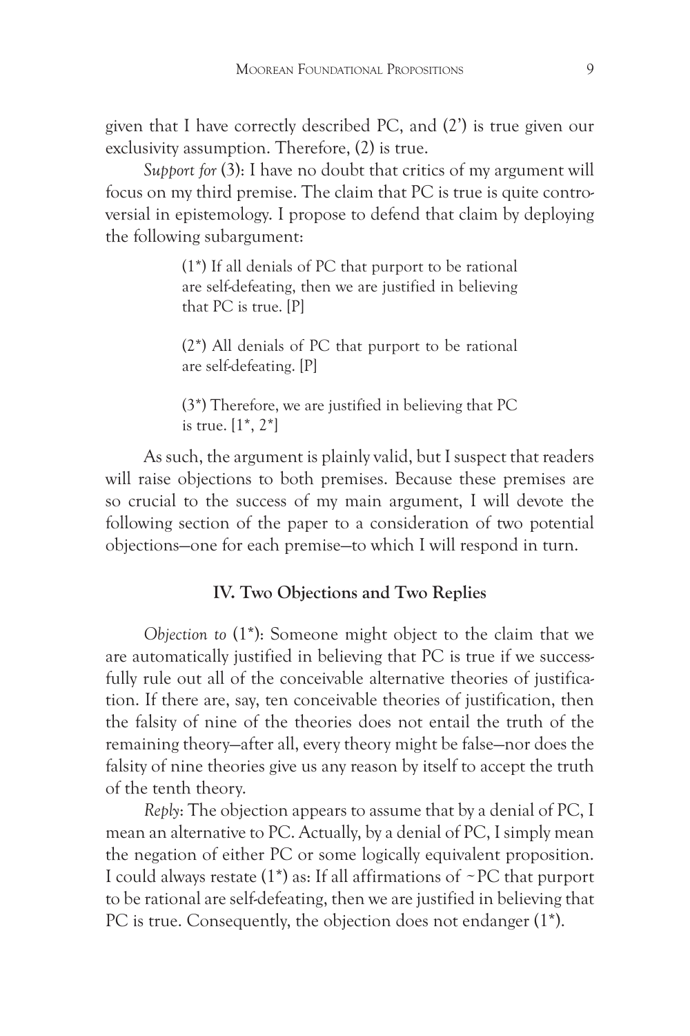given that I have correctly described PC, and (2') is true given our exclusivity assumption. Therefore, (2) is true.

*Support for* (3): I have no doubt that critics of my argument will focus on my third premise. The claim that PC is true is quite controversial in epistemology. I propose to defend that claim by deploying the following subargument:

> (1*) If all denials of PC that purport to be rational are self-defeating, then we are justified in believing that PC is true. [P]
>
> (2*) All denials of PC that purport to be rational are self-defeating. [P]
>
> (3*) Therefore, we are justified in believing that PC is true. [1*, 2*]

As such, the argument is plainly valid, but I suspect that readers will raise objections to both premises. Because these premises are so crucial to the success of my main argument, I will devote the following section of the paper to a consideration of two potential objections—one for each premise—to which I will respond in turn.

## IV. Two Objections and Two Replies

*Objection to* (1*): Someone might object to the claim that we are automatically justified in believing that PC is true if we successfully rule out all of the conceivable alternative theories of justification. If there are, say, ten conceivable theories of justification, then the falsity of nine of the theories does not entail the truth of the remaining theory—after all, every theory might be false—nor does the falsity of nine theories give us any reason by itself to accept the truth of the tenth theory.

*Reply*: The objection appears to assume that by a denial of PC, I mean an alternative to PC. Actually, by a denial of PC, I simply mean the negation of either PC or some logically equivalent proposition. I could always restate (1*) as: If all affirmations of ~PC that purport to be rational are self-defeating, then we are justified in believing that PC is true. Consequently, the objection does not endanger (1*).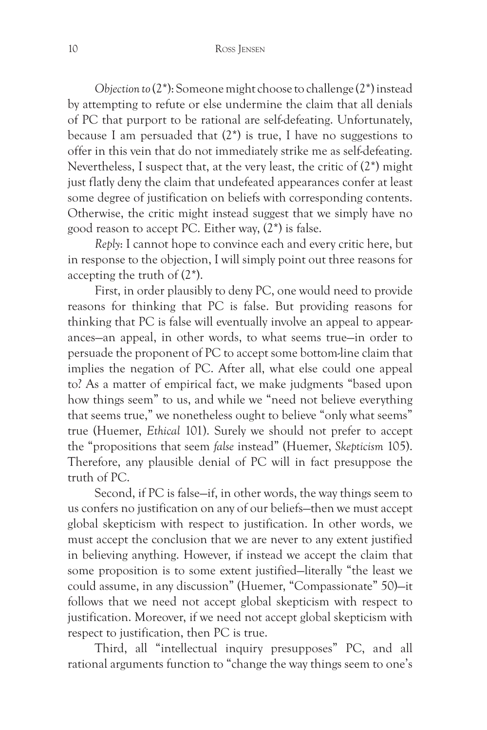*Objection to* (2*): Someone might choose to challenge (2*) instead by attempting to refute or else undermine the claim that all denials of PC that purport to be rational are self-defeating. Unfortunately, because I am persuaded that (2*) is true, I have no suggestions to offer in this vein that do not immediately strike me as self-defeating. Nevertheless, I suspect that, at the very least, the critic of (2*) might just flatly deny the claim that undefeated appearances confer at least some degree of justification on beliefs with corresponding contents. Otherwise, the critic might instead suggest that we simply have no good reason to accept PC. Either way, (2*) is false.

*Reply*: I cannot hope to convince each and every critic here, but in response to the objection, I will simply point out three reasons for accepting the truth of (2*).

First, in order plausibly to deny PC, one would need to provide reasons for thinking that PC is false. But providing reasons for thinking that PC is false will eventually involve an appeal to appearances—an appeal, in other words, to what seems true—in order to persuade the proponent of PC to accept some bottom-line claim that implies the negation of PC. After all, what else could one appeal to? As a matter of empirical fact, we make judgments "based upon how things seem" to us, and while we "need not believe everything that seems true," we nonetheless ought to believe "only what seems" true (Huemer, *Ethical* 101). Surely we should not prefer to accept the "propositions that seem *false* instead" (Huemer, *Skepticism* 105). Therefore, any plausible denial of PC will in fact presuppose the truth of PC.

Second, if PC is false—if, in other words, the way things seem to us confers no justification on any of our beliefs—then we must accept global skepticism with respect to justification. In other words, we must accept the conclusion that we are never to any extent justified in believing anything. However, if instead we accept the claim that some proposition is to some extent justified—literally "the least we could assume, in any discussion" (Huemer, "Compassionate" 50)—it follows that we need not accept global skepticism with respect to justification. Moreover, if we need not accept global skepticism with respect to justification, then PC is true.

Third, all "intellectual inquiry presupposes" PC, and all rational arguments function to "change the way things seem to one's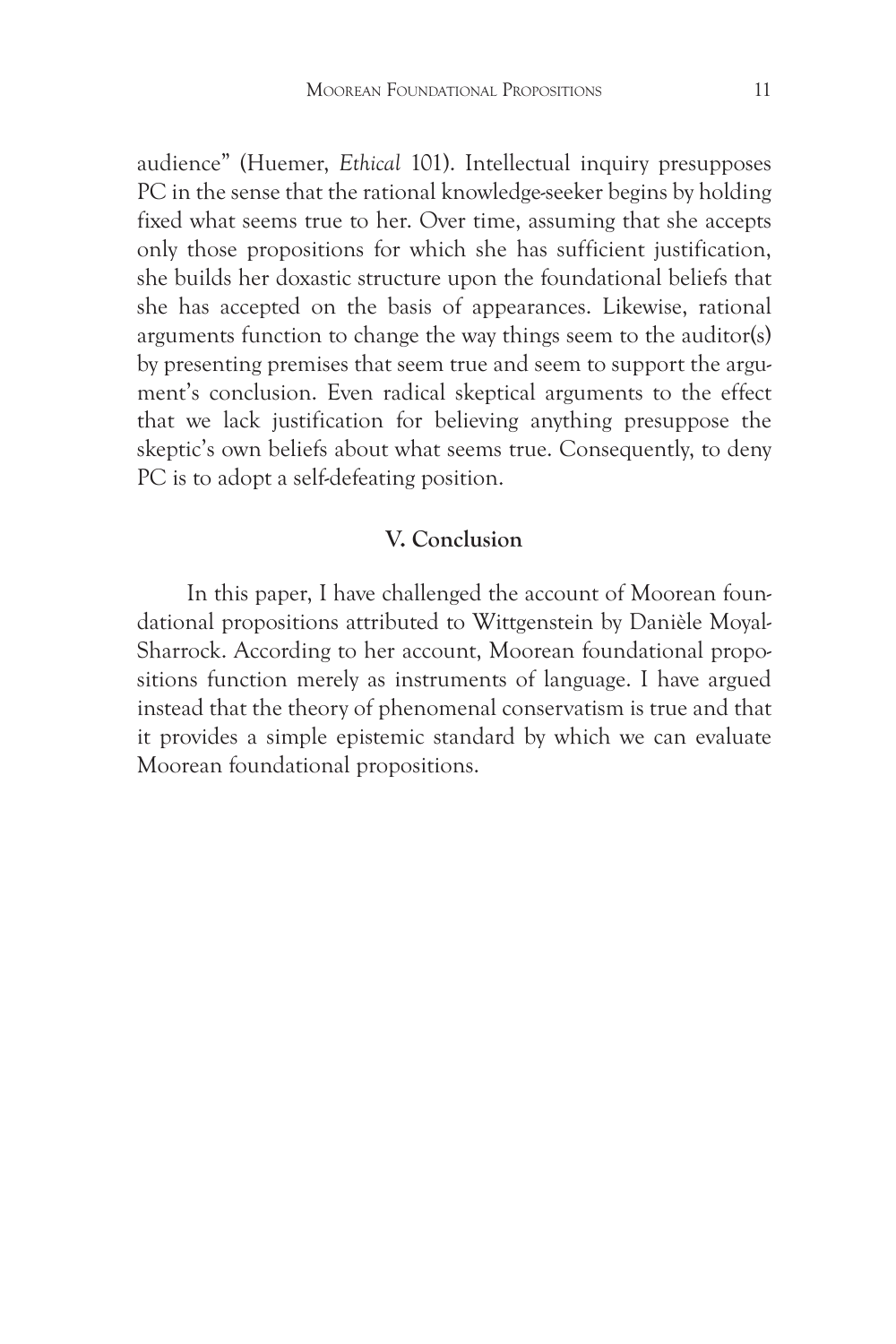audience" (Huemer, *Ethical* 101). Intellectual inquiry presupposes PC in the sense that the rational knowledge-seeker begins by holding fixed what seems true to her. Over time, assuming that she accepts only those propositions for which she has sufficient justification, she builds her doxastic structure upon the foundational beliefs that she has accepted on the basis of appearances. Likewise, rational arguments function to change the way things seem to the auditor(s) by presenting premises that seem true and seem to support the argument's conclusion. Even radical skeptical arguments to the effect that we lack justification for believing anything presuppose the skeptic's own beliefs about what seems true. Consequently, to deny PC is to adopt a self-defeating position.

## V. Conclusion

In this paper, I have challenged the account of Moorean foundational propositions attributed to Wittgenstein by Danièle Moyal-Sharrock. According to her account, Moorean foundational propositions function merely as instruments of language. I have argued instead that the theory of phenomenal conservatism is true and that it provides a simple epistemic standard by which we can evaluate Moorean foundational propositions.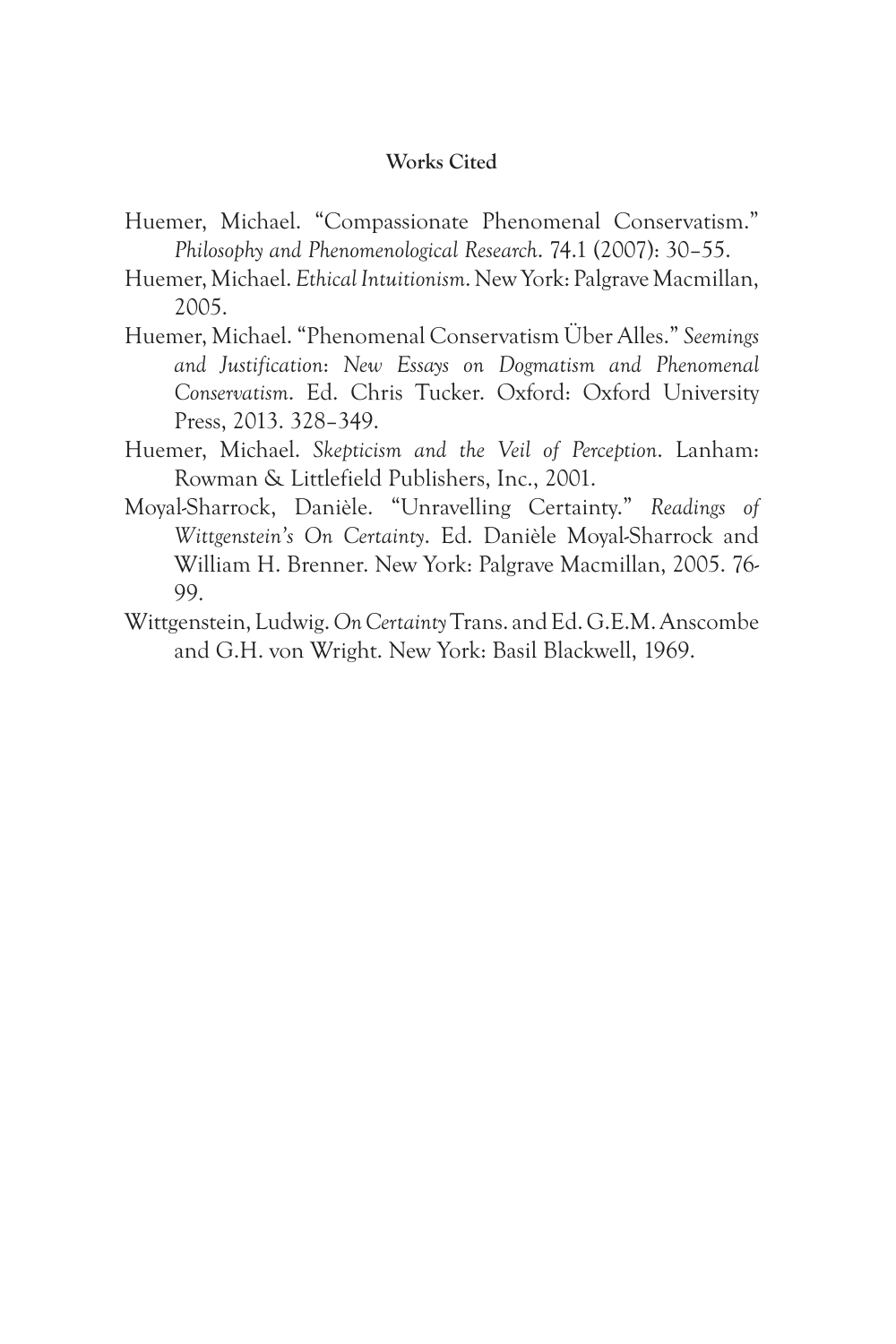**Works Cited**

Huemer, Michael. "Compassionate Phenomenal Conservatism." *Philosophy and Phenomenological Research*. 74.1 (2007): 30–55.

Huemer, Michael. *Ethical Intuitionism*. New York: Palgrave Macmillan, 2005.

Huemer, Michael. "Phenomenal Conservatism Über Alles." *Seemings and Justification: New Essays on Dogmatism and Phenomenal Conservatism*. Ed. Chris Tucker. Oxford: Oxford University Press, 2013. 328–349.

Huemer, Michael. *Skepticism and the Veil of Perception*. Lanham: Rowman & Littlefield Publishers, Inc., 2001.

Moyal-Sharrock, Danièle. "Unravelling Certainty." *Readings of Wittgenstein's On Certainty*. Ed. Danièle Moyal-Sharrock and William H. Brenner. New York: Palgrave Macmillan, 2005. 76-99.

Wittgenstein, Ludwig. *On Certainty* Trans. and Ed. G.E.M. Anscombe and G.H. von Wright. New York: Basil Blackwell, 1969.